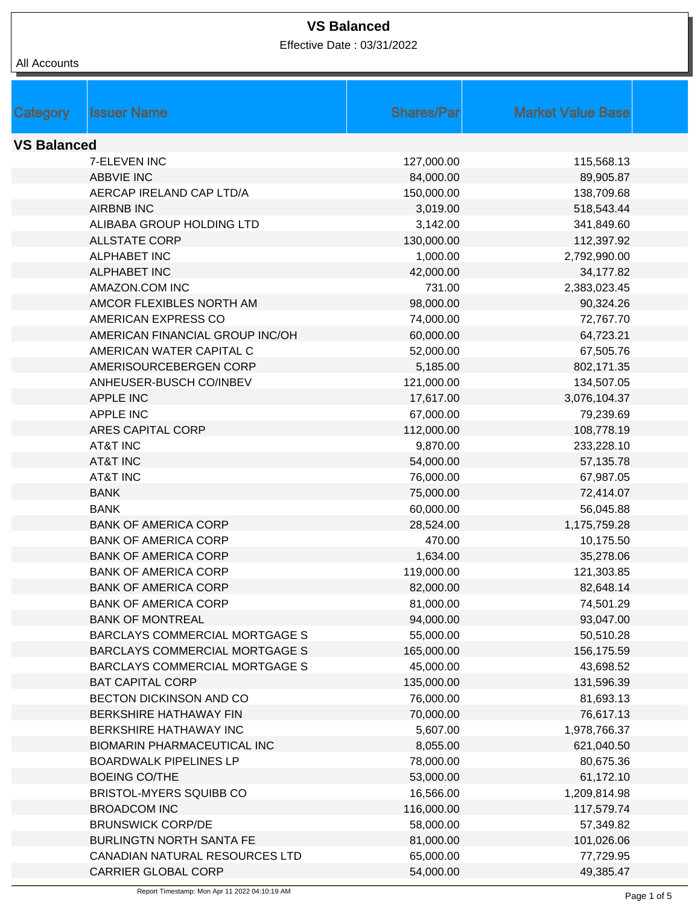# VS Balanced

Effective Date : 03/31/2022

All Accounts

| Category | Issuer Name | Shares/Par | Market Value Base |
|---|---|---|---|
| **VS Balanced** | | | |
| | 7-ELEVEN INC | 127,000.00 | 115,568.13 |
| | ABBVIE INC | 84,000.00 | 89,905.87 |
| | AERCAP IRELAND CAP LTD/A | 150,000.00 | 138,709.68 |
| | AIRBNB INC | 3,019.00 | 518,543.44 |
| | ALIBABA GROUP HOLDING LTD | 3,142.00 | 341,849.60 |
| | ALLSTATE CORP | 130,000.00 | 112,397.92 |
| | ALPHABET INC | 1,000.00 | 2,792,990.00 |
| | ALPHABET INC | 42,000.00 | 34,177.82 |
| | AMAZON.COM INC | 731.00 | 2,383,023.45 |
| | AMCOR FLEXIBLES NORTH AM | 98,000.00 | 90,324.26 |
| | AMERICAN EXPRESS CO | 74,000.00 | 72,767.70 |
| | AMERICAN FINANCIAL GROUP INC/OH | 60,000.00 | 64,723.21 |
| | AMERICAN WATER CAPITAL C | 52,000.00 | 67,505.76 |
| | AMERISOURCEBERGEN CORP | 5,185.00 | 802,171.35 |
| | ANHEUSER-BUSCH CO/INBEV | 121,000.00 | 134,507.05 |
| | APPLE INC | 17,617.00 | 3,076,104.37 |
| | APPLE INC | 67,000.00 | 79,239.69 |
| | ARES CAPITAL CORP | 112,000.00 | 108,778.19 |
| | AT&T INC | 9,870.00 | 233,228.10 |
| | AT&T INC | 54,000.00 | 57,135.78 |
| | AT&T INC | 76,000.00 | 67,987.05 |
| | BANK | 75,000.00 | 72,414.07 |
| | BANK | 60,000.00 | 56,045.88 |
| | BANK OF AMERICA CORP | 28,524.00 | 1,175,759.28 |
| | BANK OF AMERICA CORP | 470.00 | 10,175.50 |
| | BANK OF AMERICA CORP | 1,634.00 | 35,278.06 |
| | BANK OF AMERICA CORP | 119,000.00 | 121,303.85 |
| | BANK OF AMERICA CORP | 82,000.00 | 82,648.14 |
| | BANK OF AMERICA CORP | 81,000.00 | 74,501.29 |
| | BANK OF MONTREAL | 94,000.00 | 93,047.00 |
| | BARCLAYS COMMERCIAL MORTGAGE S | 55,000.00 | 50,510.28 |
| | BARCLAYS COMMERCIAL MORTGAGE S | 165,000.00 | 156,175.59 |
| | BARCLAYS COMMERCIAL MORTGAGE S | 45,000.00 | 43,698.52 |
| | BAT CAPITAL CORP | 135,000.00 | 131,596.39 |
| | BECTON DICKINSON AND CO | 76,000.00 | 81,693.13 |
| | BERKSHIRE HATHAWAY FIN | 70,000.00 | 76,617.13 |
| | BERKSHIRE HATHAWAY INC | 5,607.00 | 1,978,766.37 |
| | BIOMARIN PHARMACEUTICAL INC | 8,055.00 | 621,040.50 |
| | BOARDWALK PIPELINES LP | 78,000.00 | 80,675.36 |
| | BOEING CO/THE | 53,000.00 | 61,172.10 |
| | BRISTOL-MYERS SQUIBB CO | 16,566.00 | 1,209,814.98 |
| | BROADCOM INC | 116,000.00 | 117,579.74 |
| | BRUNSWICK CORP/DE | 58,000.00 | 57,349.82 |
| | BURLINGTN NORTH SANTA FE | 81,000.00 | 101,026.06 |
| | CANADIAN NATURAL RESOURCES LTD | 65,000.00 | 77,729.95 |
| | CARRIER GLOBAL CORP | 54,000.00 | 49,385.47 |

Report Timestamp: Mon Apr 11 2022 04:10:19 AM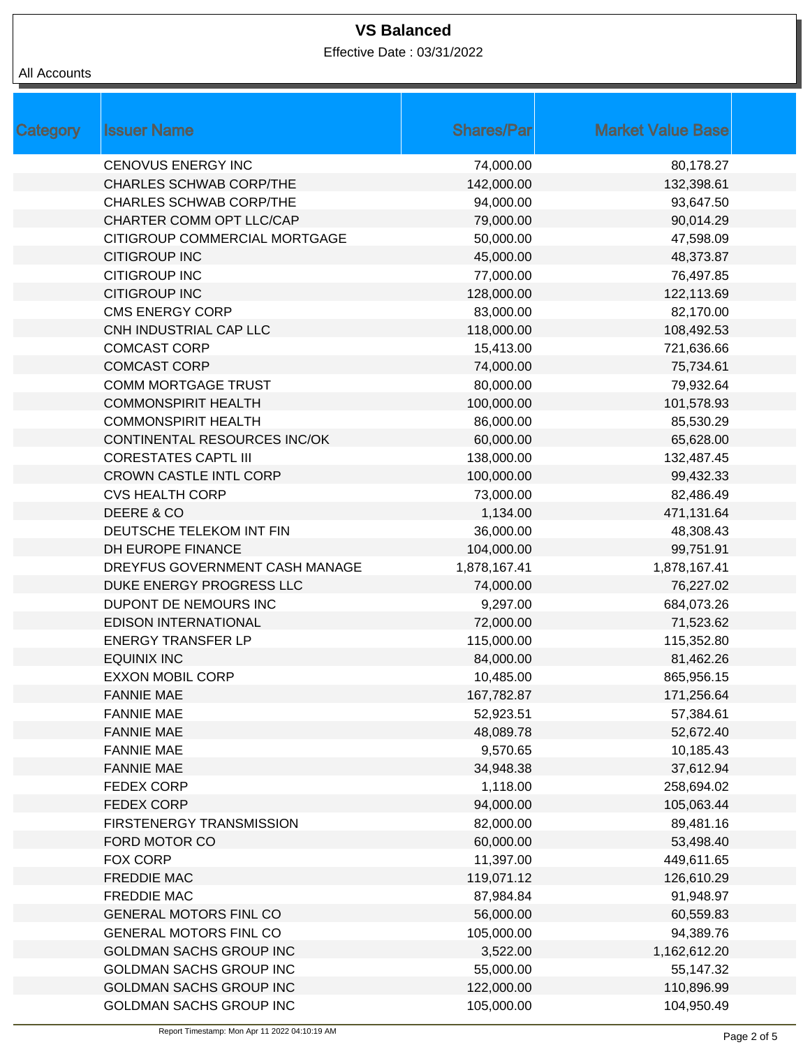# VS Balanced

Effective Date : 03/31/2022

All Accounts

| Category | Issuer Name | Shares/Par | Market Value Base |
|---|---|---|---|
| | CENOVUS ENERGY INC | 74,000.00 | 80,178.27 |
| | CHARLES SCHWAB CORP/THE | 142,000.00 | 132,398.61 |
| | CHARLES SCHWAB CORP/THE | 94,000.00 | 93,647.50 |
| | CHARTER COMM OPT LLC/CAP | 79,000.00 | 90,014.29 |
| | CITIGROUP COMMERCIAL MORTGAGE | 50,000.00 | 47,598.09 |
| | CITIGROUP INC | 45,000.00 | 48,373.87 |
| | CITIGROUP INC | 77,000.00 | 76,497.85 |
| | CITIGROUP INC | 128,000.00 | 122,113.69 |
| | CMS ENERGY CORP | 83,000.00 | 82,170.00 |
| | CNH INDUSTRIAL CAP LLC | 118,000.00 | 108,492.53 |
| | COMCAST CORP | 15,413.00 | 721,636.66 |
| | COMCAST CORP | 74,000.00 | 75,734.61 |
| | COMM MORTGAGE TRUST | 80,000.00 | 79,932.64 |
| | COMMONSPIRIT HEALTH | 100,000.00 | 101,578.93 |
| | COMMONSPIRIT HEALTH | 86,000.00 | 85,530.29 |
| | CONTINENTAL RESOURCES INC/OK | 60,000.00 | 65,628.00 |
| | CORESTATES CAPTL III | 138,000.00 | 132,487.45 |
| | CROWN CASTLE INTL CORP | 100,000.00 | 99,432.33 |
| | CVS HEALTH CORP | 73,000.00 | 82,486.49 |
| | DEERE & CO | 1,134.00 | 471,131.64 |
| | DEUTSCHE TELEKOM INT FIN | 36,000.00 | 48,308.43 |
| | DH EUROPE FINANCE | 104,000.00 | 99,751.91 |
| | DREYFUS GOVERNMENT CASH MANAGE | 1,878,167.41 | 1,878,167.41 |
| | DUKE ENERGY PROGRESS LLC | 74,000.00 | 76,227.02 |
| | DUPONT DE NEMOURS INC | 9,297.00 | 684,073.26 |
| | EDISON INTERNATIONAL | 72,000.00 | 71,523.62 |
| | ENERGY TRANSFER LP | 115,000.00 | 115,352.80 |
| | EQUINIX INC | 84,000.00 | 81,462.26 |
| | EXXON MOBIL CORP | 10,485.00 | 865,956.15 |
| | FANNIE MAE | 167,782.87 | 171,256.64 |
| | FANNIE MAE | 52,923.51 | 57,384.61 |
| | FANNIE MAE | 48,089.78 | 52,672.40 |
| | FANNIE MAE | 9,570.65 | 10,185.43 |
| | FANNIE MAE | 34,948.38 | 37,612.94 |
| | FEDEX CORP | 1,118.00 | 258,694.02 |
| | FEDEX CORP | 94,000.00 | 105,063.44 |
| | FIRSTENERGY TRANSMISSION | 82,000.00 | 89,481.16 |
| | FORD MOTOR CO | 60,000.00 | 53,498.40 |
| | FOX CORP | 11,397.00 | 449,611.65 |
| | FREDDIE MAC | 119,071.12 | 126,610.29 |
| | FREDDIE MAC | 87,984.84 | 91,948.97 |
| | GENERAL MOTORS FINL CO | 56,000.00 | 60,559.83 |
| | GENERAL MOTORS FINL CO | 105,000.00 | 94,389.76 |
| | GOLDMAN SACHS GROUP INC | 3,522.00 | 1,162,612.20 |
| | GOLDMAN SACHS GROUP INC | 55,000.00 | 55,147.32 |
| | GOLDMAN SACHS GROUP INC | 122,000.00 | 110,896.99 |
| | GOLDMAN SACHS GROUP INC | 105,000.00 | 104,950.49 |

Report Timestamp: Mon Apr 11 2022 04:10:19 AM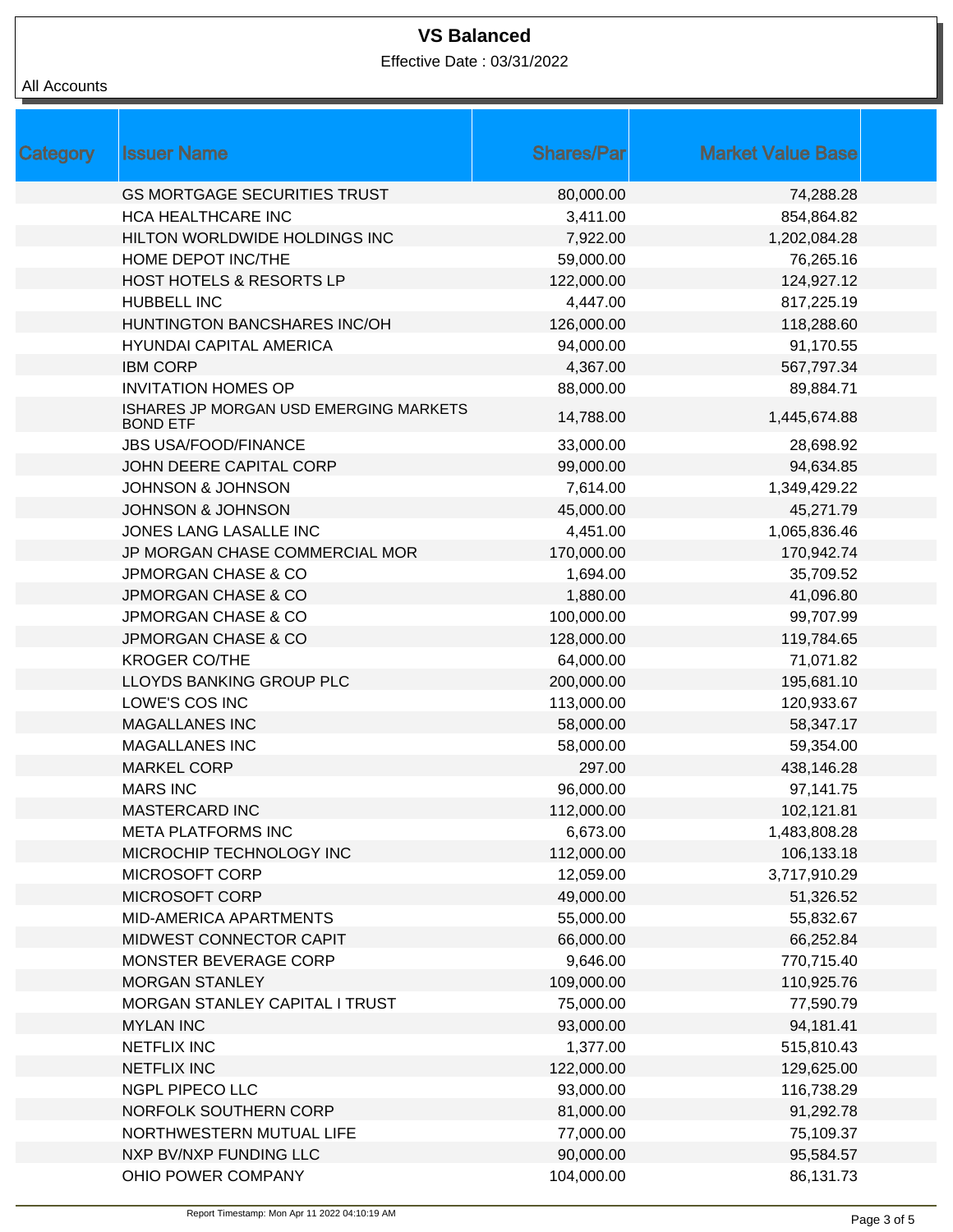# VS Balanced

Effective Date : 03/31/2022

All Accounts

| Category | Issuer Name | Shares/Par | Market Value Base |
|---|---|---|---|
| | GS MORTGAGE SECURITIES TRUST | 80,000.00 | 74,288.28 |
| | HCA HEALTHCARE INC | 3,411.00 | 854,864.82 |
| | HILTON WORLDWIDE HOLDINGS INC | 7,922.00 | 1,202,084.28 |
| | HOME DEPOT INC/THE | 59,000.00 | 76,265.16 |
| | HOST HOTELS & RESORTS LP | 122,000.00 | 124,927.12 |
| | HUBBELL INC | 4,447.00 | 817,225.19 |
| | HUNTINGTON BANCSHARES INC/OH | 126,000.00 | 118,288.60 |
| | HYUNDAI CAPITAL AMERICA | 94,000.00 | 91,170.55 |
| | IBM CORP | 4,367.00 | 567,797.34 |
| | INVITATION HOMES OP | 88,000.00 | 89,884.71 |
| | ISHARES JP MORGAN USD EMERGING MARKETS BOND ETF | 14,788.00 | 1,445,674.88 |
| | JBS USA/FOOD/FINANCE | 33,000.00 | 28,698.92 |
| | JOHN DEERE CAPITAL CORP | 99,000.00 | 94,634.85 |
| | JOHNSON & JOHNSON | 7,614.00 | 1,349,429.22 |
| | JOHNSON & JOHNSON | 45,000.00 | 45,271.79 |
| | JONES LANG LASALLE INC | 4,451.00 | 1,065,836.46 |
| | JP MORGAN CHASE COMMERCIAL MOR | 170,000.00 | 170,942.74 |
| | JPMORGAN CHASE & CO | 1,694.00 | 35,709.52 |
| | JPMORGAN CHASE & CO | 1,880.00 | 41,096.80 |
| | JPMORGAN CHASE & CO | 100,000.00 | 99,707.99 |
| | JPMORGAN CHASE & CO | 128,000.00 | 119,784.65 |
| | KROGER CO/THE | 64,000.00 | 71,071.82 |
| | LLOYDS BANKING GROUP PLC | 200,000.00 | 195,681.10 |
| | LOWE'S COS INC | 113,000.00 | 120,933.67 |
| | MAGALLANES INC | 58,000.00 | 58,347.17 |
| | MAGALLANES INC | 58,000.00 | 59,354.00 |
| | MARKEL CORP | 297.00 | 438,146.28 |
| | MARS INC | 96,000.00 | 97,141.75 |
| | MASTERCARD INC | 112,000.00 | 102,121.81 |
| | META PLATFORMS INC | 6,673.00 | 1,483,808.28 |
| | MICROCHIP TECHNOLOGY INC | 112,000.00 | 106,133.18 |
| | MICROSOFT CORP | 12,059.00 | 3,717,910.29 |
| | MICROSOFT CORP | 49,000.00 | 51,326.52 |
| | MID-AMERICA APARTMENTS | 55,000.00 | 55,832.67 |
| | MIDWEST CONNECTOR CAPIT | 66,000.00 | 66,252.84 |
| | MONSTER BEVERAGE CORP | 9,646.00 | 770,715.40 |
| | MORGAN STANLEY | 109,000.00 | 110,925.76 |
| | MORGAN STANLEY CAPITAL I TRUST | 75,000.00 | 77,590.79 |
| | MYLAN INC | 93,000.00 | 94,181.41 |
| | NETFLIX INC | 1,377.00 | 515,810.43 |
| | NETFLIX INC | 122,000.00 | 129,625.00 |
| | NGPL PIPECO LLC | 93,000.00 | 116,738.29 |
| | NORFOLK SOUTHERN CORP | 81,000.00 | 91,292.78 |
| | NORTHWESTERN MUTUAL LIFE | 77,000.00 | 75,109.37 |
| | NXP BV/NXP FUNDING LLC | 90,000.00 | 95,584.57 |
| | OHIO POWER COMPANY | 104,000.00 | 86,131.73 |

Report Timestamp: Mon Apr 11 2022 04:10:19 AM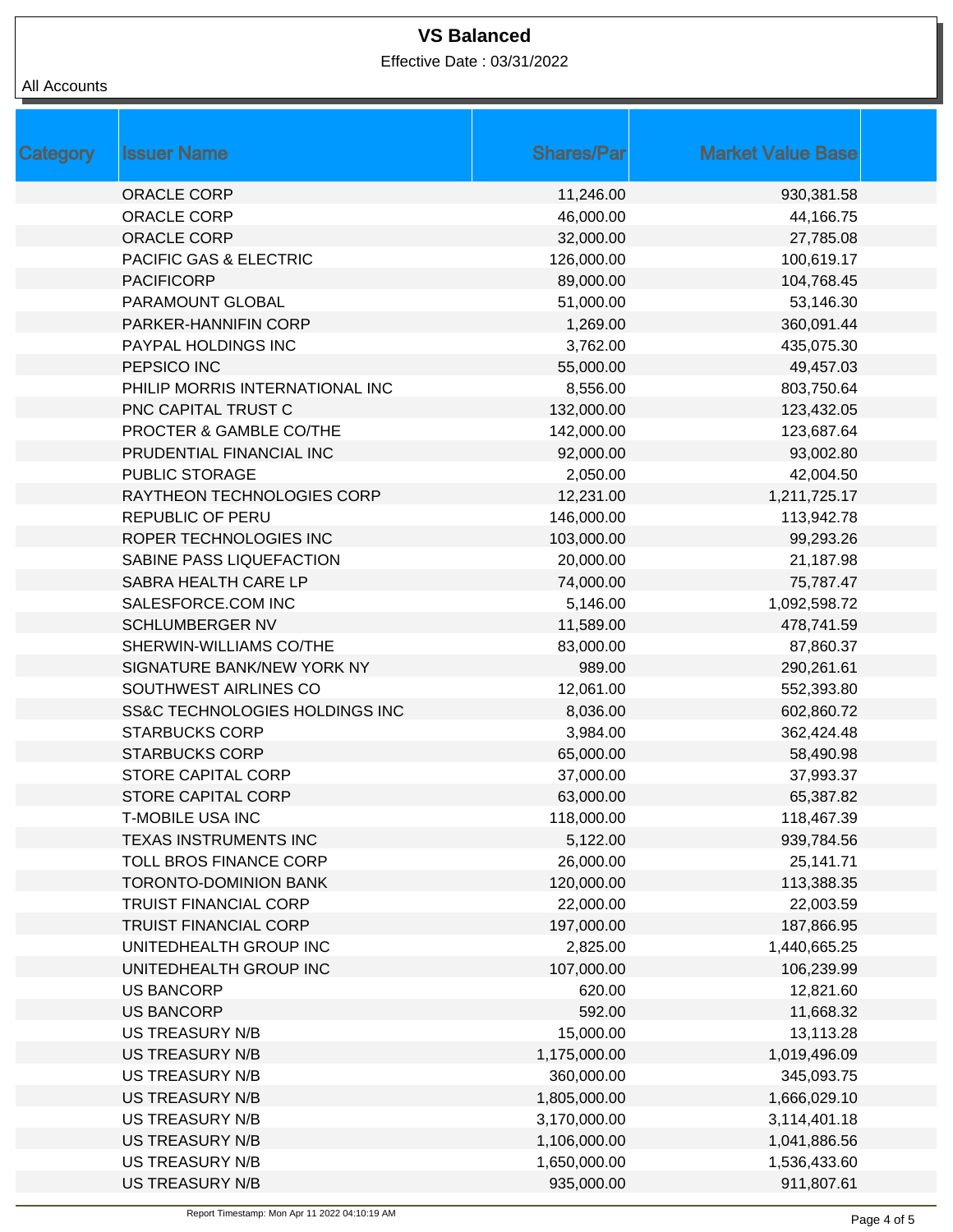# VS Balanced

Effective Date : 03/31/2022

All Accounts

| Category | Issuer Name | Shares/Par | Market Value Base |
|---|---|---|---|
| | ORACLE CORP | 11,246.00 | 930,381.58 |
| | ORACLE CORP | 46,000.00 | 44,166.75 |
| | ORACLE CORP | 32,000.00 | 27,785.08 |
| | PACIFIC GAS & ELECTRIC | 126,000.00 | 100,619.17 |
| | PACIFICORP | 89,000.00 | 104,768.45 |
| | PARAMOUNT GLOBAL | 51,000.00 | 53,146.30 |
| | PARKER-HANNIFIN CORP | 1,269.00 | 360,091.44 |
| | PAYPAL HOLDINGS INC | 3,762.00 | 435,075.30 |
| | PEPSICO INC | 55,000.00 | 49,457.03 |
| | PHILIP MORRIS INTERNATIONAL INC | 8,556.00 | 803,750.64 |
| | PNC CAPITAL TRUST C | 132,000.00 | 123,432.05 |
| | PROCTER & GAMBLE CO/THE | 142,000.00 | 123,687.64 |
| | PRUDENTIAL FINANCIAL INC | 92,000.00 | 93,002.80 |
| | PUBLIC STORAGE | 2,050.00 | 42,004.50 |
| | RAYTHEON TECHNOLOGIES CORP | 12,231.00 | 1,211,725.17 |
| | REPUBLIC OF PERU | 146,000.00 | 113,942.78 |
| | ROPER TECHNOLOGIES INC | 103,000.00 | 99,293.26 |
| | SABINE PASS LIQUEFACTION | 20,000.00 | 21,187.98 |
| | SABRA HEALTH CARE LP | 74,000.00 | 75,787.47 |
| | SALESFORCE.COM INC | 5,146.00 | 1,092,598.72 |
| | SCHLUMBERGER NV | 11,589.00 | 478,741.59 |
| | SHERWIN-WILLIAMS CO/THE | 83,000.00 | 87,860.37 |
| | SIGNATURE BANK/NEW YORK NY | 989.00 | 290,261.61 |
| | SOUTHWEST AIRLINES CO | 12,061.00 | 552,393.80 |
| | SS&C TECHNOLOGIES HOLDINGS INC | 8,036.00 | 602,860.72 |
| | STARBUCKS CORP | 3,984.00 | 362,424.48 |
| | STARBUCKS CORP | 65,000.00 | 58,490.98 |
| | STORE CAPITAL CORP | 37,000.00 | 37,993.37 |
| | STORE CAPITAL CORP | 63,000.00 | 65,387.82 |
| | T-MOBILE USA INC | 118,000.00 | 118,467.39 |
| | TEXAS INSTRUMENTS INC | 5,122.00 | 939,784.56 |
| | TOLL BROS FINANCE CORP | 26,000.00 | 25,141.71 |
| | TORONTO-DOMINION BANK | 120,000.00 | 113,388.35 |
| | TRUIST FINANCIAL CORP | 22,000.00 | 22,003.59 |
| | TRUIST FINANCIAL CORP | 197,000.00 | 187,866.95 |
| | UNITEDHEALTH GROUP INC | 2,825.00 | 1,440,665.25 |
| | UNITEDHEALTH GROUP INC | 107,000.00 | 106,239.99 |
| | US BANCORP | 620.00 | 12,821.60 |
| | US BANCORP | 592.00 | 11,668.32 |
| | US TREASURY N/B | 15,000.00 | 13,113.28 |
| | US TREASURY N/B | 1,175,000.00 | 1,019,496.09 |
| | US TREASURY N/B | 360,000.00 | 345,093.75 |
| | US TREASURY N/B | 1,805,000.00 | 1,666,029.10 |
| | US TREASURY N/B | 3,170,000.00 | 3,114,401.18 |
| | US TREASURY N/B | 1,106,000.00 | 1,041,886.56 |
| | US TREASURY N/B | 1,650,000.00 | 1,536,433.60 |
| | US TREASURY N/B | 935,000.00 | 911,807.61 |

Report Timestamp: Mon Apr 11 2022 04:10:19 AM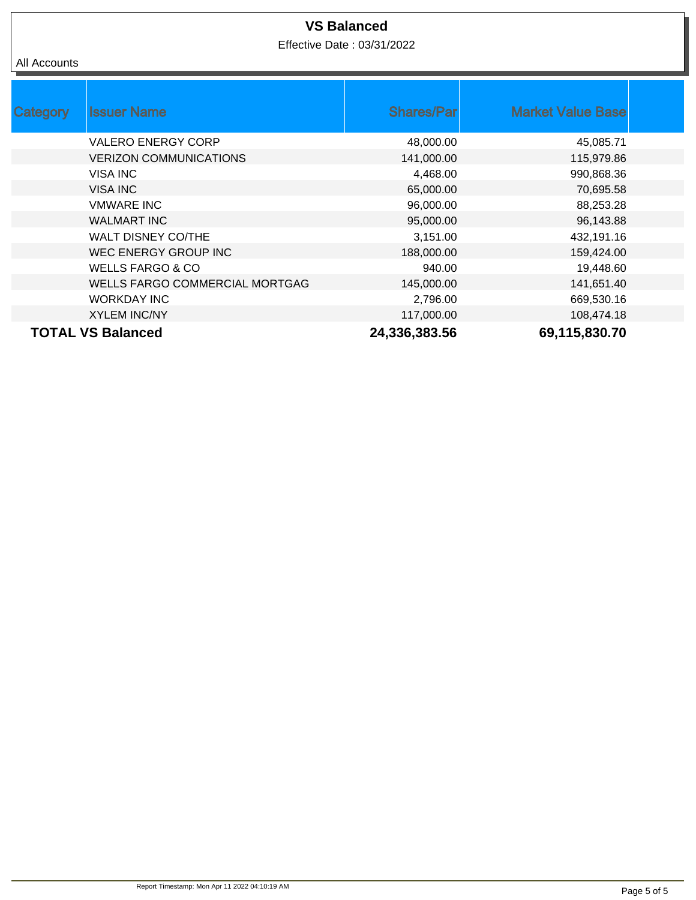# VS Balanced

Effective Date : 03/31/2022

All Accounts

| Category | Issuer Name | Shares/Par | Market Value Base |
|---|---|---|---|
| | VALERO ENERGY CORP | 48,000.00 | 45,085.71 |
| | VERIZON COMMUNICATIONS | 141,000.00 | 115,979.86 |
| | VISA INC | 4,468.00 | 990,868.36 |
| | VISA INC | 65,000.00 | 70,695.58 |
| | VMWARE INC | 96,000.00 | 88,253.28 |
| | WALMART INC | 95,000.00 | 96,143.88 |
| | WALT DISNEY CO/THE | 3,151.00 | 432,191.16 |
| | WEC ENERGY GROUP INC | 188,000.00 | 159,424.00 |
| | WELLS FARGO & CO | 940.00 | 19,448.60 |
| | WELLS FARGO COMMERCIAL MORTGAG | 145,000.00 | 141,651.40 |
| | WORKDAY INC | 2,796.00 | 669,530.16 |
| | XYLEM INC/NY | 117,000.00 | 108,474.18 |
| **TOTAL VS Balanced** | | **24,336,383.56** | **69,115,830.70** |

Report Timestamp: Mon Apr 11 2022 04:10:19 AM